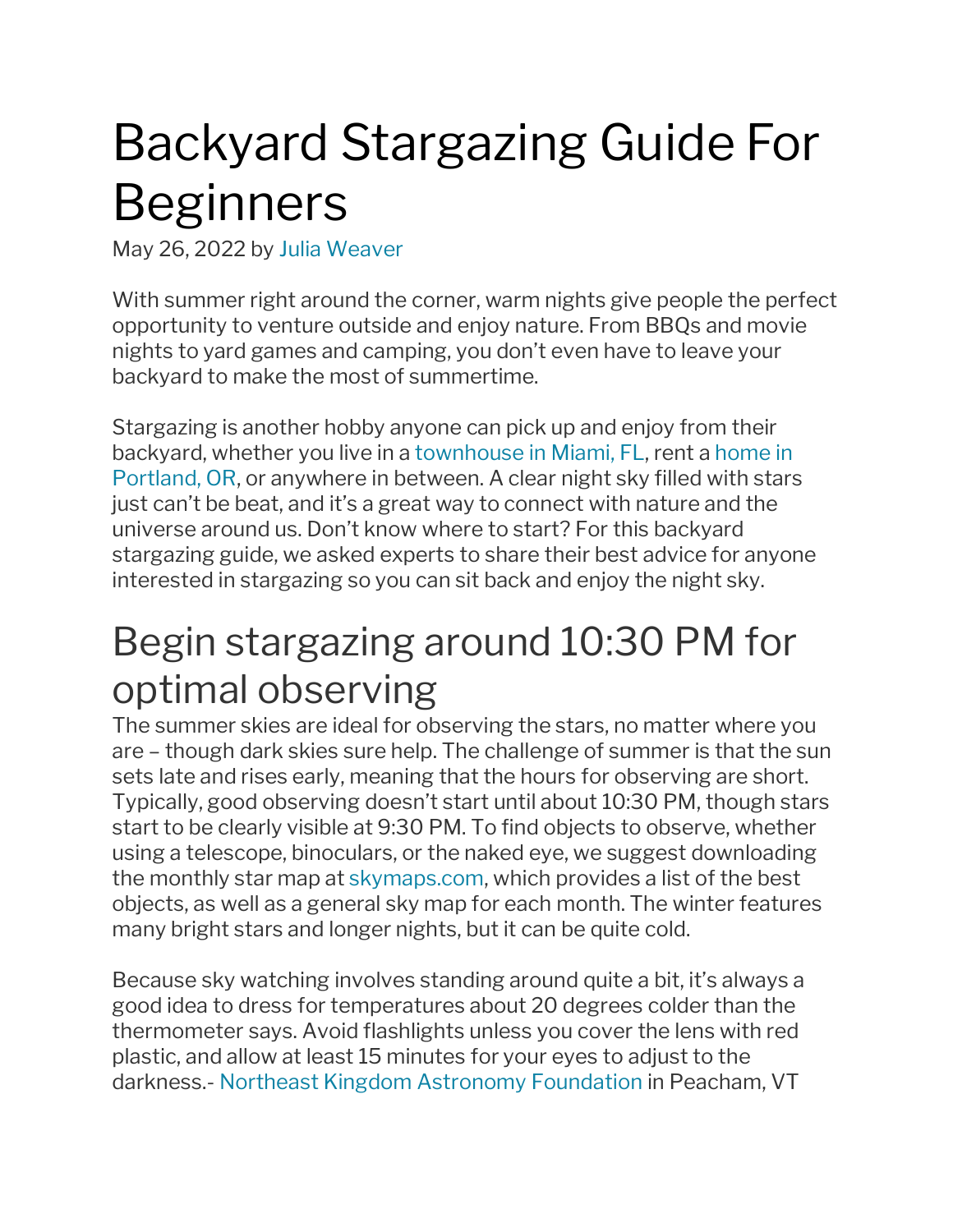# Backyard Stargazing Guide For Beginners

May 26, 2022 by Julia Weaver

With summer right around the corner, warm nights give people the perfect opportunity to venture outside and enjoy nature. From BBQs and movie nights to yard games and camping, you don't even have to leave your backyard to make the most of summertime.

Stargazing is another hobby anyone can pick up and enjoy from their backyard, whether you live in a townhouse in Miami, FL, rent a home in Portland, OR, or anywhere in between. A clear night sky filled with stars just can't be beat, and it's a great way to connect with nature and the universe around us. Don't know where to start? For this backyard stargazing guide, we asked experts to share their best advice for anyone interested in stargazing so you can sit back and enjoy the night sky.

## Begin stargazing around 10:30 PM for optimal observing

The summer skies are ideal for observing the stars, no matter where you are – though dark skies sure help. The challenge of summer is that the sun sets late and rises early, meaning that the hours for observing are short. Typically, good observing doesn't start until about 10:30 PM, though stars start to be clearly visible at 9:30 PM. To find objects to observe, whether using a telescope, binoculars, or the naked eye, we suggest downloading the monthly star map at skymaps.com, which provides a list of the best objects, as well as a general sky map for each month. The winter features many bright stars and longer nights, but it can be quite cold.

Because sky watching involves standing around quite a bit, it's always a good idea to dress for temperatures about 20 degrees colder than the thermometer says. Avoid flashlights unless you cover the lens with red plastic, and allow at least 15 minutes for your eyes to adjust to the darkness.- Northeast Kingdom Astronomy Foundation in Peacham, VT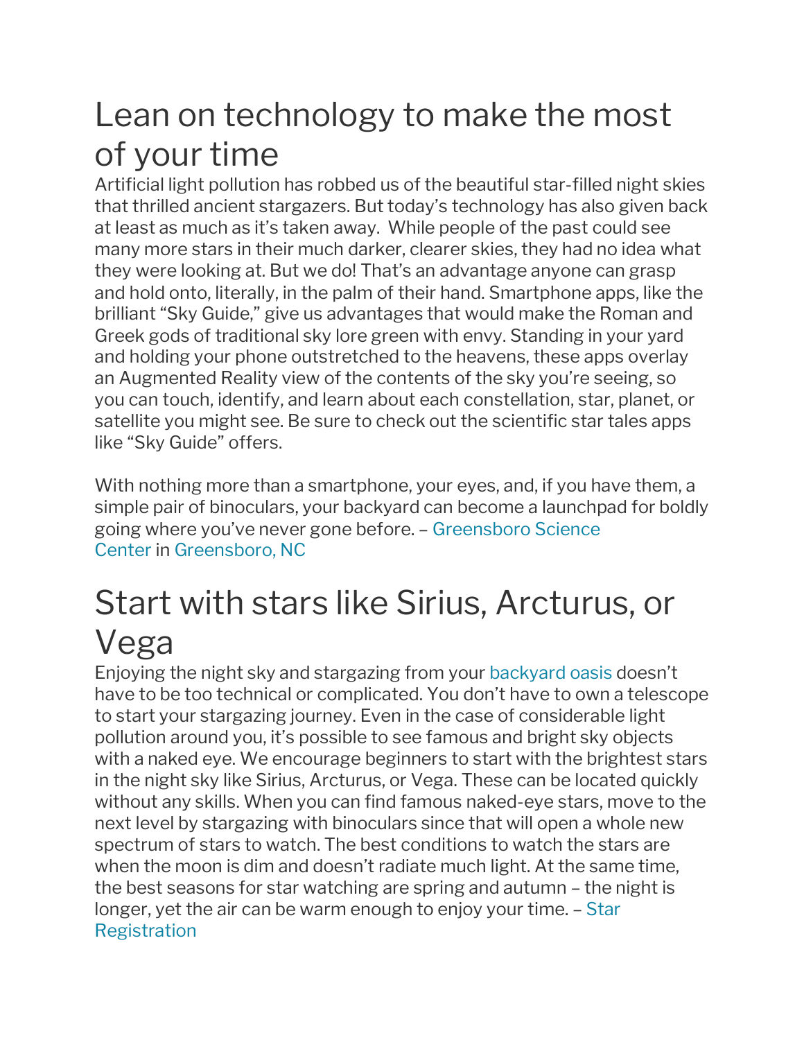# Lean on technology to make the most of your time

Artificial light pollution has robbed us of the beautiful star-filled night skies that thrilled ancient stargazers. But today's technology has also given back at least as much as it's taken away. While people of the past could see many more stars in their much darker, clearer skies, they had no idea what they were looking at. But we do! That's an advantage anyone can grasp and hold onto, literally, in the palm of their hand. Smartphone apps, like the brilliant "Sky Guide," give us advantages that would make the Roman and Greek gods of traditional sky lore green with envy. Standing in your yard and holding your phone outstretched to the heavens, these apps overlay an Augmented Reality view of the contents of the sky you're seeing, so you can touch, identify, and learn about each constellation, star, planet, or satellite you might see. Be sure to check out the scientific star tales apps like "Sky Guide" offers.

With nothing more than a smartphone, your eyes, and, if you have them, a simple pair of binoculars, your backyard can become a launchpad for boldly going where you've never gone before. – Greensboro Science Center in Greensboro, NC

# Start with stars like Sirius, Arcturus, or Vega

Enjoying the night sky and stargazing from your backyard oasis doesn't have to be too technical or complicated. You don't have to own a telescope to start your stargazing journey. Even in the case of considerable light pollution around you, it's possible to see famous and bright sky objects with a naked eye. We encourage beginners to start with the brightest stars in the night sky like Sirius, Arcturus, or Vega. These can be located quickly without any skills. When you can find famous naked-eye stars, move to the next level by stargazing with binoculars since that will open a whole new spectrum of stars to watch. The best conditions to watch the stars are when the moon is dim and doesn't radiate much light. At the same time, the best seasons for star watching are spring and autumn – the night is longer, yet the air can be warm enough to enjoy your time. – Star Registration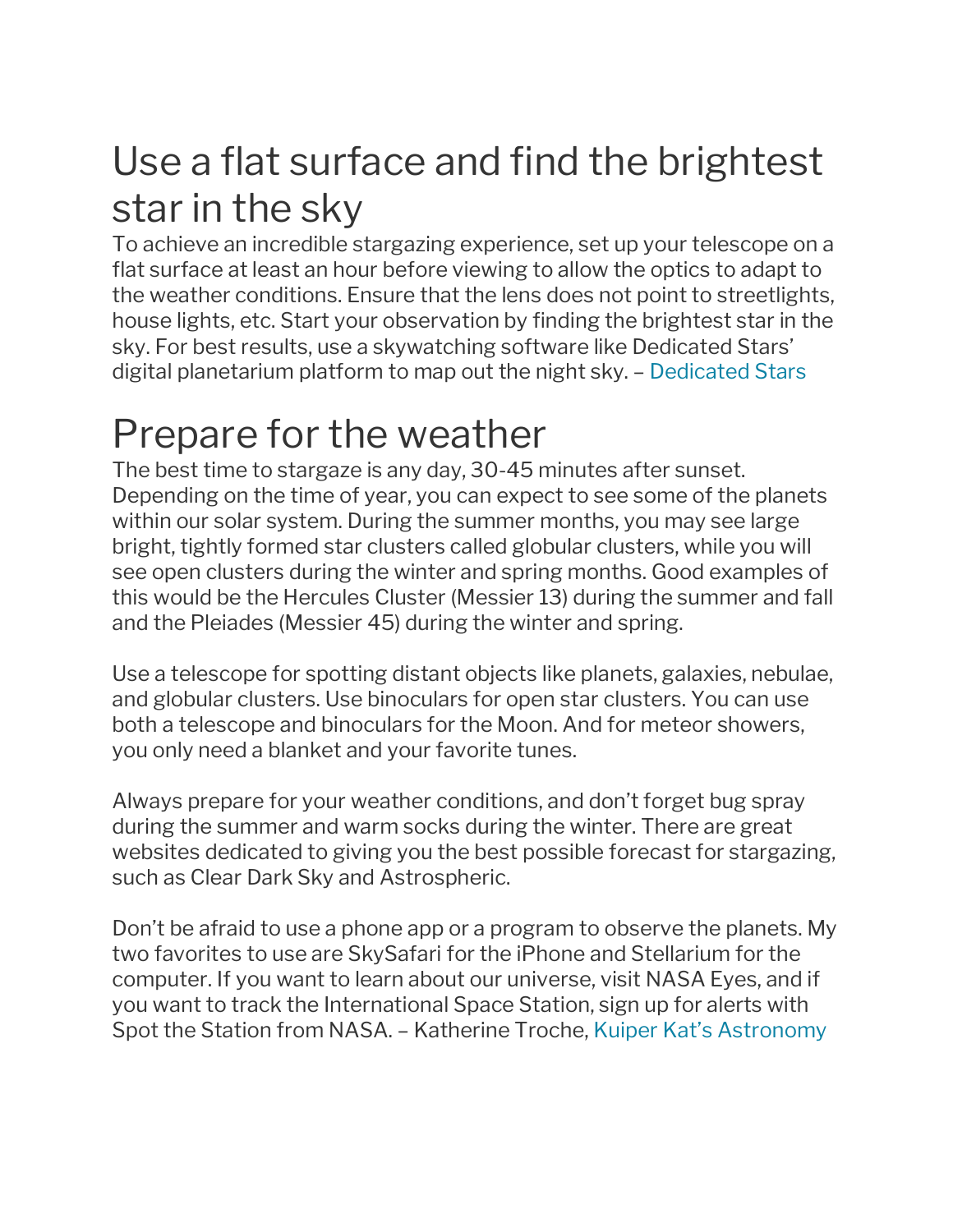# Use a flat surface and find the brightest star in the sky

To achieve an incredible stargazing experience, set up your telescope on a flat surface at least an hour before viewing to allow the optics to adapt to the weather conditions. Ensure that the lens does not point to streetlights, house lights, etc. Start your observation by finding the brightest star in the sky. For best results, use a skywatching software like Dedicated Stars' digital planetarium platform to map out the night sky. – Dedicated Stars

# Prepare for the weather

The best time to stargaze is any day, 30-45 minutes after sunset. Depending on the time of year, you can expect to see some of the planets within our solar system. During the summer months, you may see large bright, tightly formed star clusters called globular clusters, while you will see open clusters during the winter and spring months. Good examples of this would be the Hercules Cluster (Messier 13) during the summer and fall and the Pleiades (Messier 45) during the winter and spring.

Use a telescope for spotting distant objects like planets, galaxies, nebulae, and globular clusters. Use binoculars for open star clusters. You can use both a telescope and binoculars for the Moon. And for meteor showers, you only need a blanket and your favorite tunes.

Always prepare for your weather conditions, and don't forget bug spray during the summer and warm socks during the winter. There are great websites dedicated to giving you the best possible forecast for stargazing, such as Clear Dark Sky and Astrospheric.

Don't be afraid to use a phone app or a program to observe the planets. My two favorites to use are SkySafari for the iPhone and Stellarium for the computer. If you want to learn about our universe, visit NASA Eyes, and if you want to track the International Space Station, sign up for alerts with Spot the Station from NASA. – Katherine Troche, Kuiper Kat's Astronomy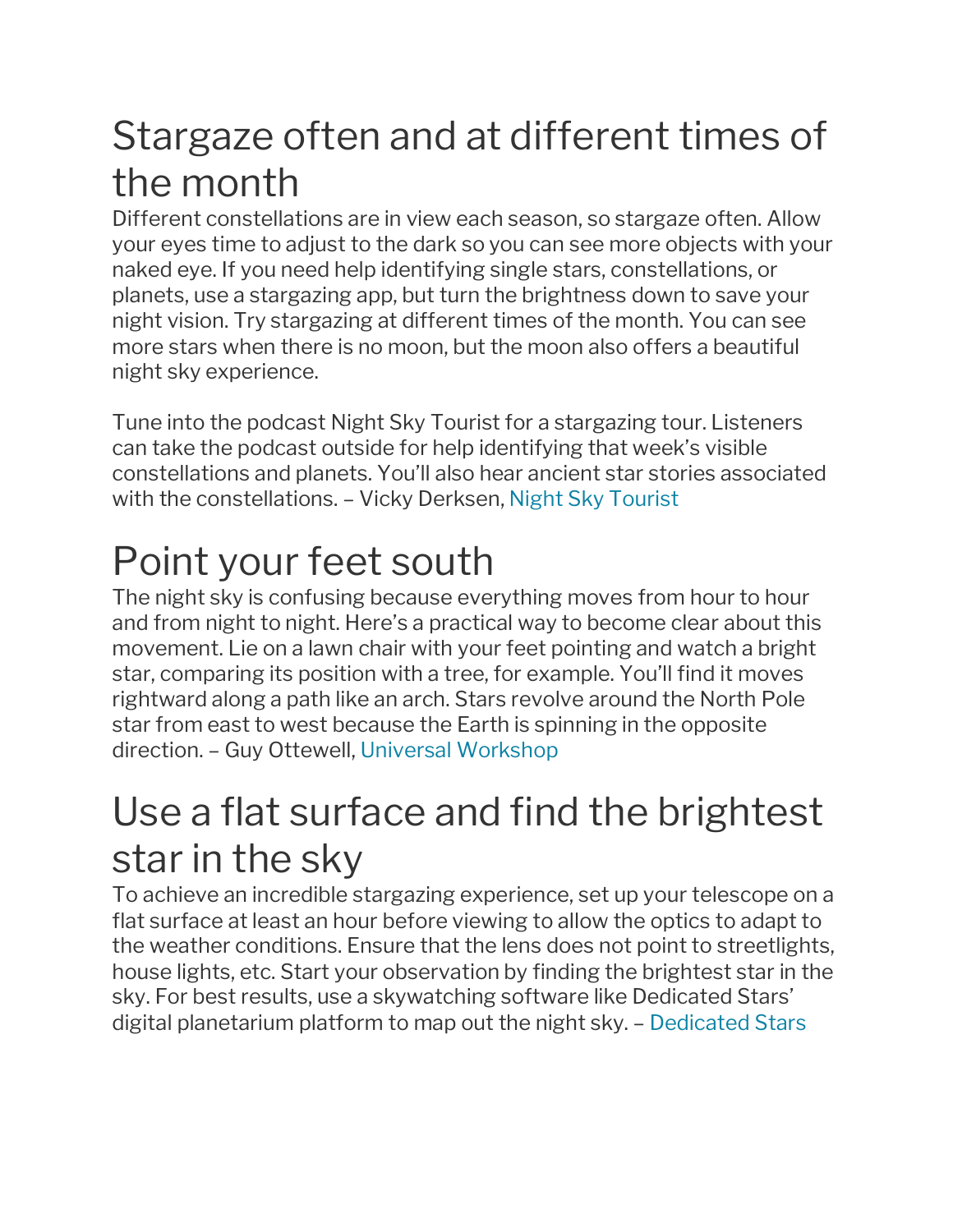# Stargaze often and at different times of the month

Different constellations are in view each season, so stargaze often. Allow your eyes time to adjust to the dark so you can see more objects with your naked eye. If you need help identifying single stars, constellations, or planets, use a stargazing app, but turn the brightness down to save your night vision. Try stargazing at different times of the month. You can see more stars when there is no moon, but the moon also offers a beautiful night sky experience.

Tune into the podcast Night Sky Tourist for a stargazing tour. Listeners can take the podcast outside for help identifying that week's visible constellations and planets. You'll also hear ancient star stories associated with the constellations. – Vicky Derksen, Night Sky Tourist

# Point your feet south

The night sky is confusing because everything moves from hour to hour and from night to night. Here's a practical way to become clear about this movement. Lie on a lawn chair with your feet pointing and watch a bright star, comparing its position with a tree, for example. You'll find it moves rightward along a path like an arch. Stars revolve around the North Pole star from east to west because the Earth is spinning in the opposite direction. – Guy Ottewell, Universal Workshop

# Use a flat surface and find the brightest star in the sky

To achieve an incredible stargazing experience, set up your telescope on a flat surface at least an hour before viewing to allow the optics to adapt to the weather conditions. Ensure that the lens does not point to streetlights, house lights, etc. Start your observation by finding the brightest star in the sky. For best results, use a skywatching software like Dedicated Stars' digital planetarium platform to map out the night sky. – Dedicated Stars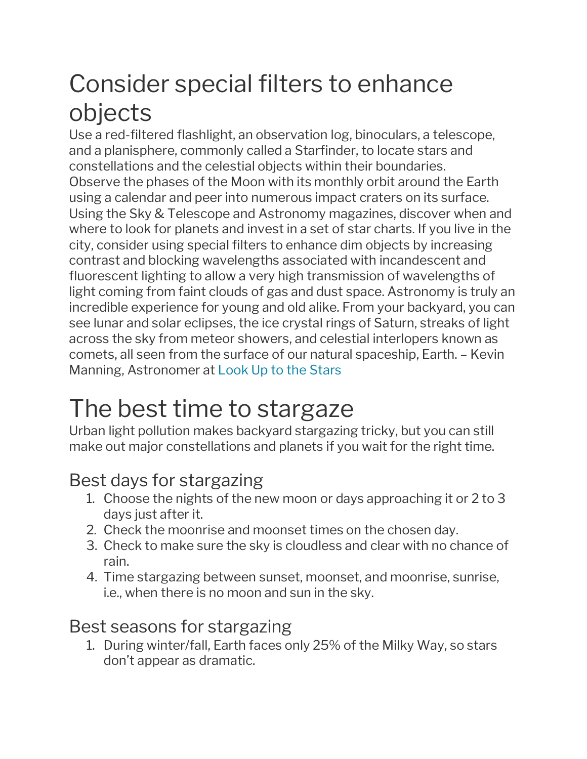# Consider special filters to enhance objects

Use a red-filtered flashlight, an observation log, binoculars, a telescope, and a planisphere, commonly called a Starfinder, to locate stars and constellations and the celestial objects within their boundaries. Observe the phases of the Moon with its monthly orbit around the Earth using a calendar and peer into numerous impact craters on its surface. Using the Sky & Telescope and Astronomy magazines, discover when and where to look for planets and invest in a set of star charts. If you live in the city, consider using special filters to enhance dim objects by increasing contrast and blocking wavelengths associated with incandescent and fluorescent lighting to allow a very high transmission of wavelengths of light coming from faint clouds of gas and dust space. Astronomy is truly an incredible experience for young and old alike. From your backyard, you can see lunar and solar eclipses, the ice crystal rings of Saturn, streaks of light across the sky from meteor showers, and celestial interlopers known as comets, all seen from the surface of our natural spaceship, Earth. – Kevin Manning, Astronomer at Look Up to the Stars

# The best time to stargaze

Urban light pollution makes backyard stargazing tricky, but you can still make out major constellations and planets if you wait for the right time.

## Best days for stargazing

1. Choose the nights of the new moon or days approaching it or 2 to 3 days just after it.
2. Check the moonrise and moonset times on the chosen day.
3. Check to make sure the sky is cloudless and clear with no chance of rain.
4. Time stargazing between sunset, moonset, and moonrise, sunrise, i.e., when there is no moon and sun in the sky.

## Best seasons for stargazing

1. During winter/fall, Earth faces only 25% of the Milky Way, so stars don't appear as dramatic.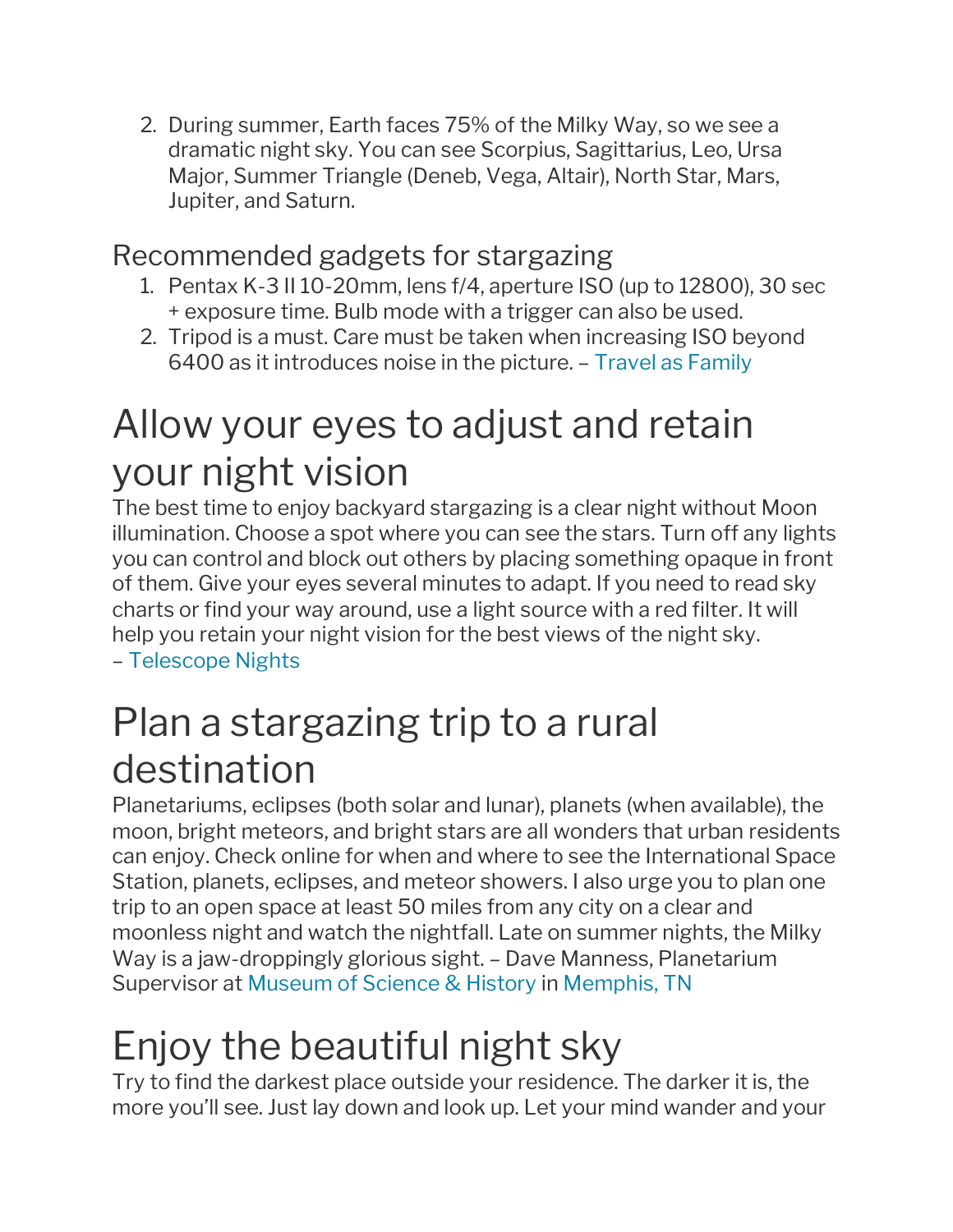2. During summer, Earth faces 75% of the Milky Way, so we see a dramatic night sky. You can see Scorpius, Sagittarius, Leo, Ursa Major, Summer Triangle (Deneb, Vega, Altair), North Star, Mars, Jupiter, and Saturn.

### Recommended gadgets for stargazing

1. Pentax K-3 II 10-20mm, lens f/4, aperture ISO (up to 12800), 30 sec + exposure time. Bulb mode with a trigger can also be used.
2. Tripod is a must. Care must be taken when increasing ISO beyond 6400 as it introduces noise in the picture. – Travel as Family

## Allow your eyes to adjust and retain your night vision

The best time to enjoy backyard stargazing is a clear night without Moon illumination. Choose a spot where you can see the stars. Turn off any lights you can control and block out others by placing something opaque in front of them. Give your eyes several minutes to adapt. If you need to read sky charts or find your way around, use a light source with a red filter. It will help you retain your night vision for the best views of the night sky. – Telescope Nights

## Plan a stargazing trip to a rural destination

Planetariums, eclipses (both solar and lunar), planets (when available), the moon, bright meteors, and bright stars are all wonders that urban residents can enjoy. Check online for when and where to see the International Space Station, planets, eclipses, and meteor showers. I also urge you to plan one trip to an open space at least 50 miles from any city on a clear and moonless night and watch the nightfall. Late on summer nights, the Milky Way is a jaw-droppingly glorious sight. – Dave Manness, Planetarium Supervisor at Museum of Science & History in Memphis, TN

## Enjoy the beautiful night sky

Try to find the darkest place outside your residence. The darker it is, the more you'll see. Just lay down and look up. Let your mind wander and your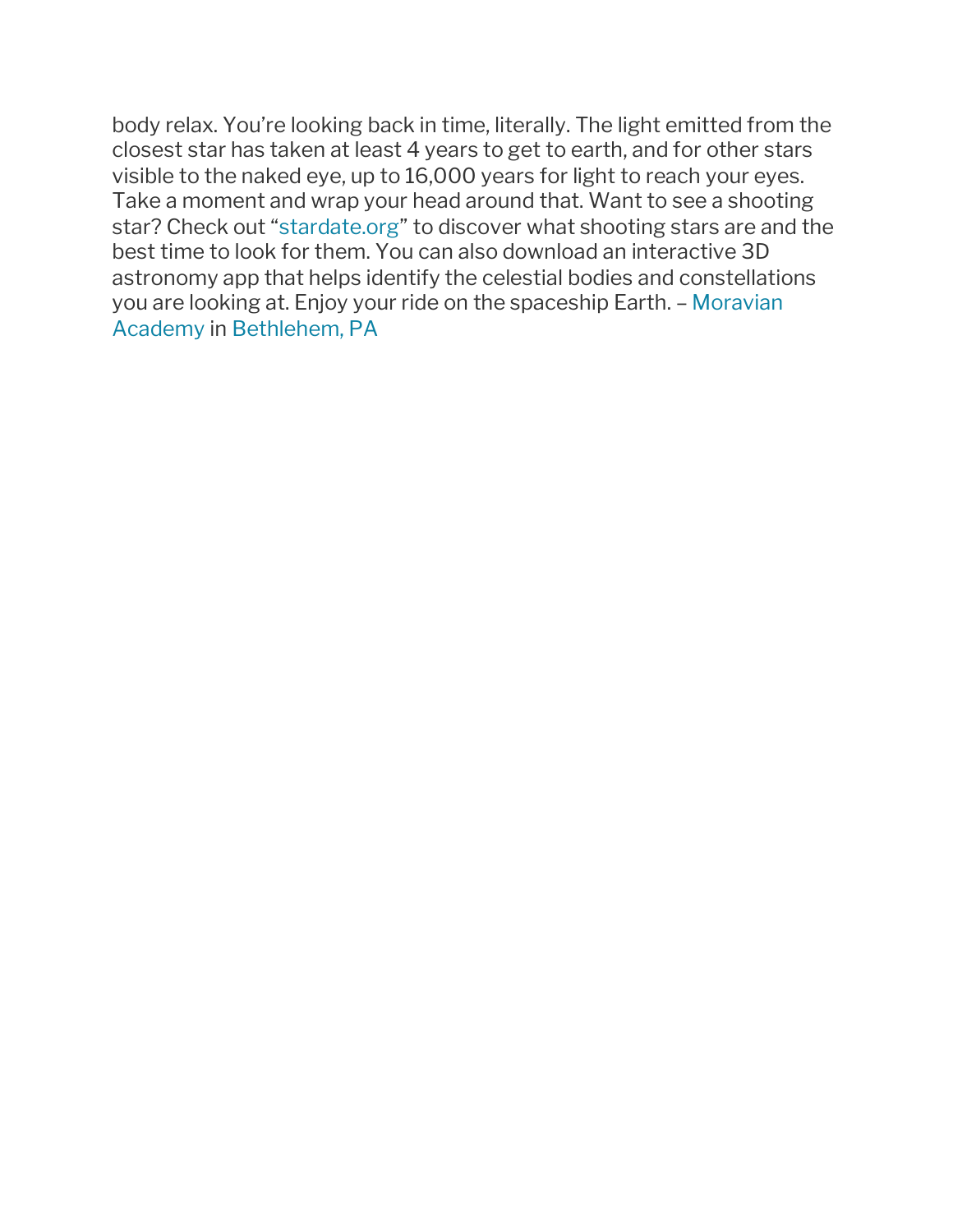body relax. You're looking back in time, literally. The light emitted from the closest star has taken at least 4 years to get to earth, and for other stars visible to the naked eye, up to 16,000 years for light to reach your eyes. Take a moment and wrap your head around that. Want to see a shooting star? Check out "stardate.org" to discover what shooting stars are and the best time to look for them. You can also download an interactive 3D astronomy app that helps identify the celestial bodies and constellations you are looking at. Enjoy your ride on the spaceship Earth. – Moravian Academy in Bethlehem, PA